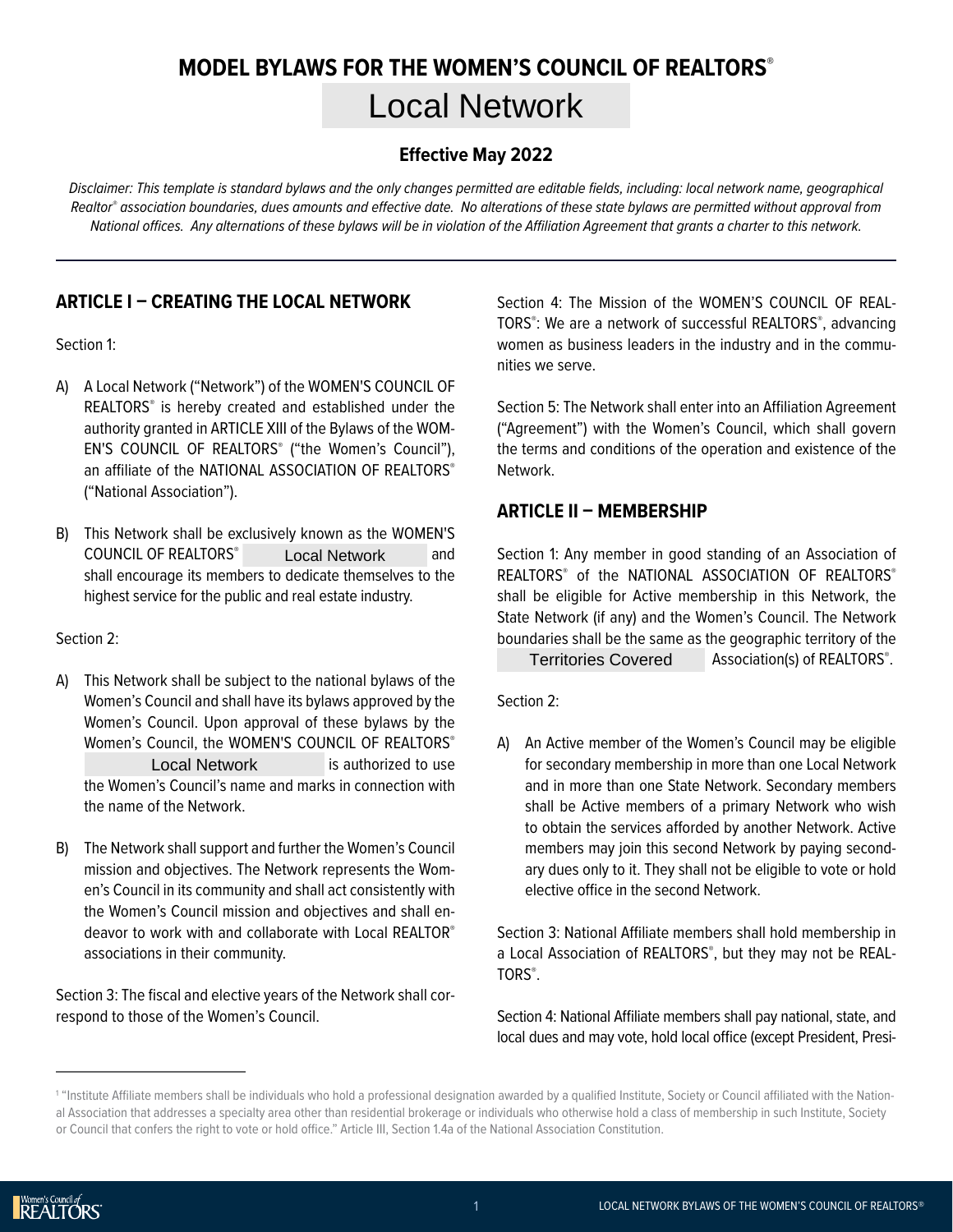# MODEL BYLAWS FOR THE WOMEN'S COUNCIL OF REALTORS®

## Local Network

### Effective May 2022

*Disclaimer: This template is standard bylaws and the only changes permitted are editable fields, including: local network name, geographical Realtor® association boundaries, dues amounts and effective date. No alterations of these state bylaws are permitted without approval from National offices. Any alternations of these bylaws will be in violation of the Affiliation Agreement that grants a charter to this network.*

---

## ARTICLE I – CREATING THE LOCAL NETWORK

Section 1:

A) A Local Network ("Network") of the WOMEN'S COUNCIL OF REALTORS® is hereby created and established under the authority granted in ARTICLE XIII of the Bylaws of the WOMEN'S COUNCIL OF REALTORS® ("the Women's Council"), an affiliate of the NATIONAL ASSOCIATION OF REALTORS® ("National Association").

B) This Network shall be exclusively known as the WOMEN'S COUNCIL OF REALTORS® Local Network and shall encourage its members to dedicate themselves to the highest service for the public and real estate industry.

Section 2:

A) This Network shall be subject to the national bylaws of the Women's Council and shall have its bylaws approved by the Women's Council. Upon approval of these bylaws by the Women's Council, the WOMEN'S COUNCIL OF REALTORS® Local Network is authorized to use the Women's Council's name and marks in connection with the name of the Network.

B) The Network shall support and further the Women's Council mission and objectives. The Network represents the Women's Council in its community and shall act consistently with the Women's Council mission and objectives and shall endeavor to work with and collaborate with Local REALTOR® associations in their community.

Section 3: The fiscal and elective years of the Network shall correspond to those of the Women's Council.

Section 4: The Mission of the WOMEN'S COUNCIL OF REALTORS®: We are a network of successful REALTORS®, advancing women as business leaders in the industry and in the communities we serve.

Section 5: The Network shall enter into an Affiliation Agreement ("Agreement") with the Women's Council, which shall govern the terms and conditions of the operation and existence of the Network.

## ARTICLE II – MEMBERSHIP

Section 1: Any member in good standing of an Association of REALTORS® of the NATIONAL ASSOCIATION OF REALTORS® shall be eligible for Active membership in this Network, the State Network (if any) and the Women's Council. The Network boundaries shall be the same as the geographic territory of the Territories Covered Association(s) of REALTORS®.

Section 2:

A) An Active member of the Women's Council may be eligible for secondary membership in more than one Local Network and in more than one State Network. Secondary members shall be Active members of a primary Network who wish to obtain the services afforded by another Network. Active members may join this second Network by paying secondary dues only to it. They shall not be eligible to vote or hold elective office in the second Network.

Section 3: National Affiliate members shall hold membership in a Local Association of REALTORS®, but they may not be REALTORS®.

Section 4: National Affiliate members shall pay national, state, and local dues and may vote, hold local office (except President, Presi-

---

[1] "Institute Affiliate members shall be individuals who hold a professional designation awarded by a qualified Institute, Society or Council affiliated with the National Association that addresses a specialty area other than residential brokerage or individuals who otherwise hold a class of membership in such Institute, Society or Council that confers the right to vote or hold office." Article III, Section 1.4a of the National Association Constitution.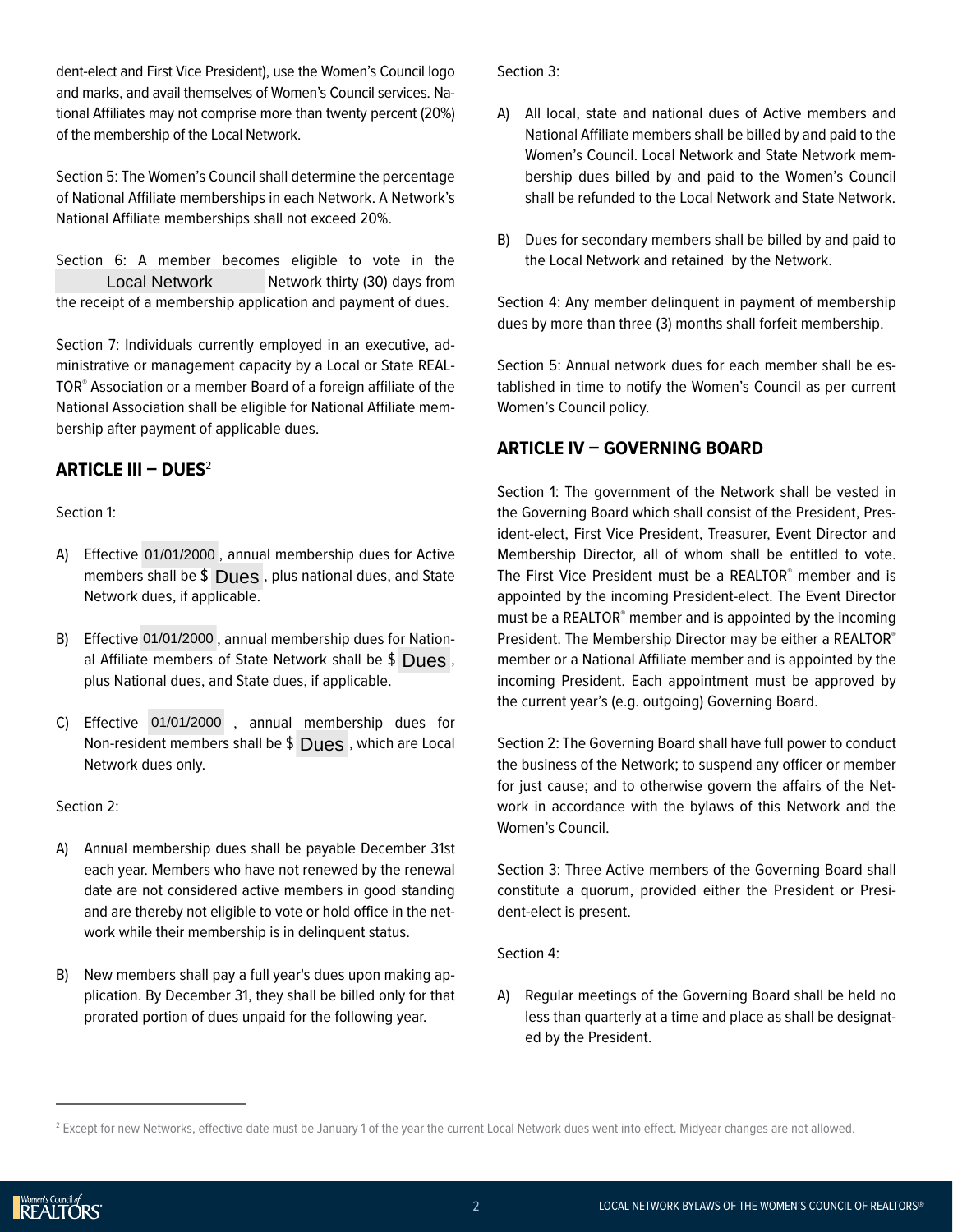dent-elect and First Vice President), use the Women's Council logo and marks, and avail themselves of Women's Council services. National Affiliates may not comprise more than twenty percent (20%) of the membership of the Local Network.

Section 5: The Women's Council shall determine the percentage of National Affiliate memberships in each Network. A Network's National Affiliate memberships shall not exceed 20%.

Section 6: A member becomes eligible to vote in the Local Network Network thirty (30) days from the receipt of a membership application and payment of dues.

Section 7: Individuals currently employed in an executive, administrative or management capacity by a Local or State REALTOR® Association or a member Board of a foreign affiliate of the National Association shall be eligible for National Affiliate membership after payment of applicable dues.

## ARTICLE III – DUES[2]

Section 1:

A) Effective 01/01/2000, annual membership dues for Active members shall be $ Dues, plus national dues, and State Network dues, if applicable.

B) Effective 01/01/2000, annual membership dues for National Affiliate members of State Network shall be $ Dues, plus National dues, and State dues, if applicable.

C) Effective 01/01/2000, annual membership dues for Non-resident members shall be $ Dues, which are Local Network dues only.

Section 2:

A) Annual membership dues shall be payable December 31st each year. Members who have not renewed by the renewal date are not considered active members in good standing and are thereby not eligible to vote or hold office in the network while their membership is in delinquent status.

B) New members shall pay a full year's dues upon making application. By December 31, they shall be billed only for that prorated portion of dues unpaid for the following year.

Section 3:

A) All local, state and national dues of Active members and National Affiliate members shall be billed by and paid to the Women's Council. Local Network and State Network membership dues billed by and paid to the Women's Council shall be refunded to the Local Network and State Network.

B) Dues for secondary members shall be billed by and paid to the Local Network and retained by the Network.

Section 4: Any member delinquent in payment of membership dues by more than three (3) months shall forfeit membership.

Section 5: Annual network dues for each member shall be established in time to notify the Women's Council as per current Women's Council policy.

## ARTICLE IV – GOVERNING BOARD

Section 1: The government of the Network shall be vested in the Governing Board which shall consist of the President, President-elect, First Vice President, Treasurer, Event Director and Membership Director, all of whom shall be entitled to vote. The First Vice President must be a REALTOR® member and is appointed by the incoming President-elect. The Event Director must be a REALTOR® member and is appointed by the incoming President. The Membership Director may be either a REALTOR® member or a National Affiliate member and is appointed by the incoming President. Each appointment must be approved by the current year's (e.g. outgoing) Governing Board.

Section 2: The Governing Board shall have full power to conduct the business of the Network; to suspend any officer or member for just cause; and to otherwise govern the affairs of the Network in accordance with the bylaws of this Network and the Women's Council.

Section 3: Three Active members of the Governing Board shall constitute a quorum, provided either the President or President-elect is present.

Section 4:

A) Regular meetings of the Governing Board shall be held no less than quarterly at a time and place as shall be designated by the President.

---

[2] Except for new Networks, effective date must be January 1 of the year the current Local Network dues went into effect. Midyear changes are not allowed.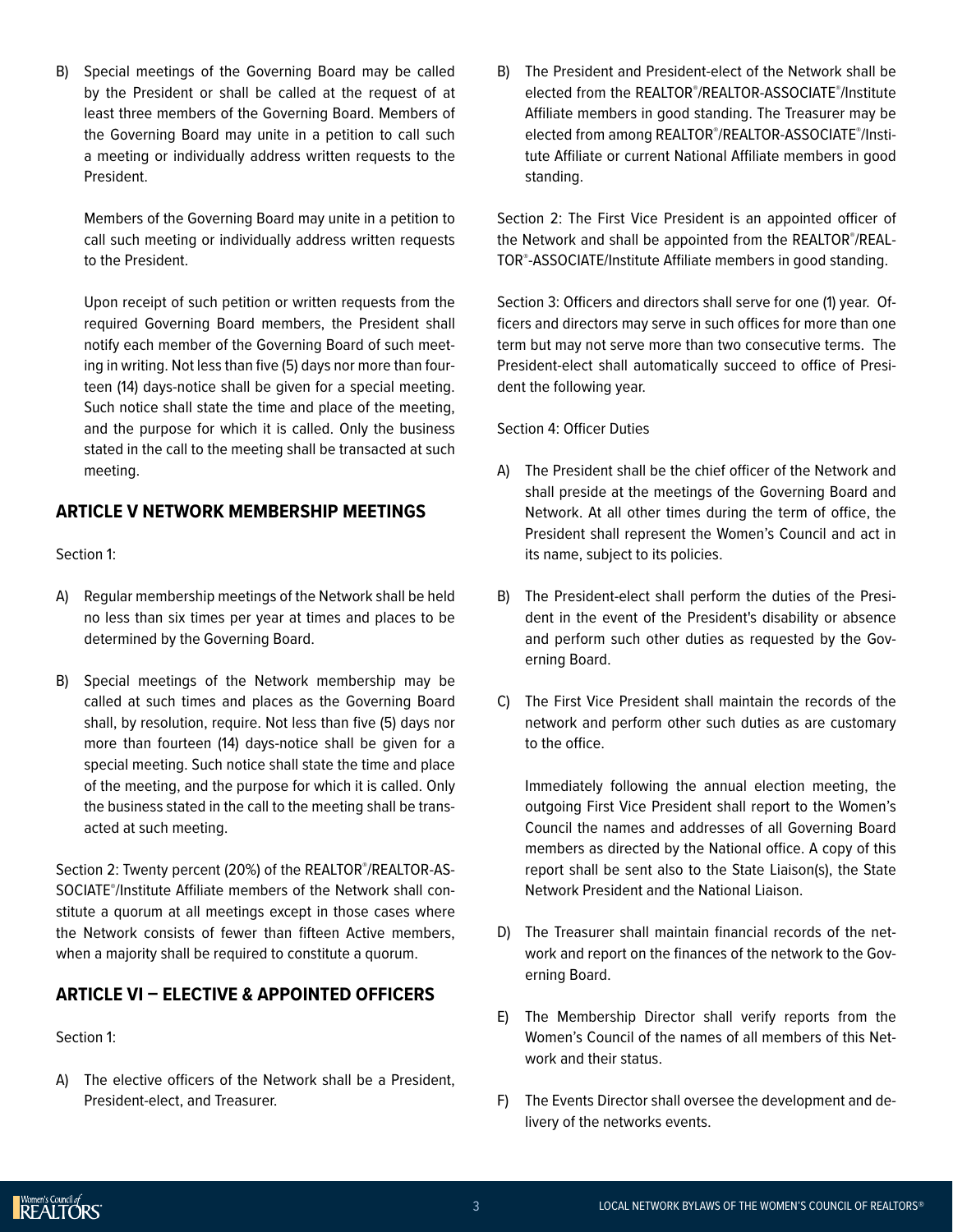B) Special meetings of the Governing Board may be called by the President or shall be called at the request of at least three members of the Governing Board. Members of the Governing Board may unite in a petition to call such a meeting or individually address written requests to the President.

   Members of the Governing Board may unite in a petition to call such meeting or individually address written requests to the President.

   Upon receipt of such petition or written requests from the required Governing Board members, the President shall notify each member of the Governing Board of such meeting in writing. Not less than five (5) days nor more than fourteen (14) days-notice shall be given for a special meeting. Such notice shall state the time and place of the meeting, and the purpose for which it is called. Only the business stated in the call to the meeting shall be transacted at such meeting.

## ARTICLE V NETWORK MEMBERSHIP MEETINGS

Section 1:

A) Regular membership meetings of the Network shall be held no less than six times per year at times and places to be determined by the Governing Board.

B) Special meetings of the Network membership may be called at such times and places as the Governing Board shall, by resolution, require. Not less than five (5) days nor more than fourteen (14) days-notice shall be given for a special meeting. Such notice shall state the time and place of the meeting, and the purpose for which it is called. Only the business stated in the call to the meeting shall be transacted at such meeting.

Section 2: Twenty percent (20%) of the REALTOR®/REALTOR-ASSOCIATE®/Institute Affiliate members of the Network shall constitute a quorum at all meetings except in those cases where the Network consists of fewer than fifteen Active members, when a majority shall be required to constitute a quorum.

## ARTICLE VI – ELECTIVE & APPOINTED OFFICERS

Section 1:

A) The elective officers of the Network shall be a President, President-elect, and Treasurer.

B) The President and President-elect of the Network shall be elected from the REALTOR®/REALTOR-ASSOCIATE®/Institute Affiliate members in good standing. The Treasurer may be elected from among REALTOR®/REALTOR-ASSOCIATE®/Institute Affiliate or current National Affiliate members in good standing.

Section 2: The First Vice President is an appointed officer of the Network and shall be appointed from the REALTOR®/REALTOR®-ASSOCIATE/Institute Affiliate members in good standing.

Section 3: Officers and directors shall serve for one (1) year. Officers and directors may serve in such offices for more than one term but may not serve more than two consecutive terms. The President-elect shall automatically succeed to office of President the following year.

Section 4: Officer Duties

A) The President shall be the chief officer of the Network and shall preside at the meetings of the Governing Board and Network. At all other times during the term of office, the President shall represent the Women's Council and act in its name, subject to its policies.

B) The President-elect shall perform the duties of the President in the event of the President's disability or absence and perform such other duties as requested by the Governing Board.

C) The First Vice President shall maintain the records of the network and perform other such duties as are customary to the office.

   Immediately following the annual election meeting, the outgoing First Vice President shall report to the Women's Council the names and addresses of all Governing Board members as directed by the National office. A copy of this report shall be sent also to the State Liaison(s), the State Network President and the National Liaison.

D) The Treasurer shall maintain financial records of the network and report on the finances of the network to the Governing Board.

E) The Membership Director shall verify reports from the Women's Council of the names of all members of this Network and their status.

F) The Events Director shall oversee the development and delivery of the networks events.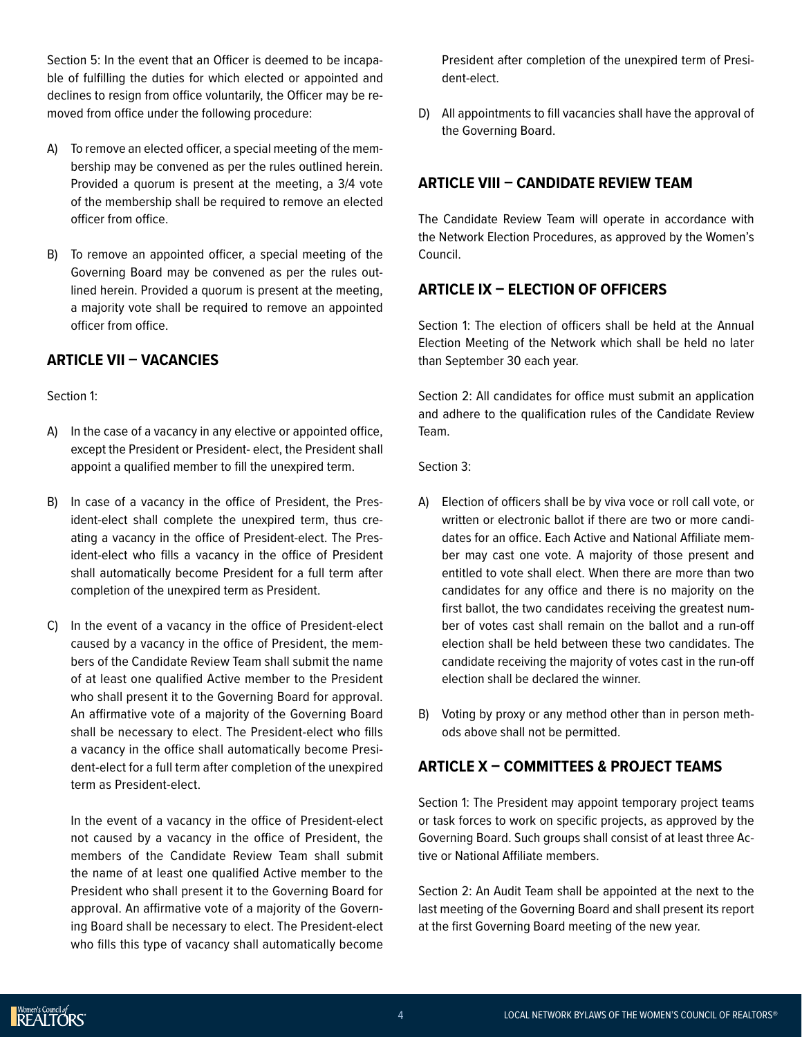Section 5: In the event that an Officer is deemed to be incapable of fulfilling the duties for which elected or appointed and declines to resign from office voluntarily, the Officer may be removed from office under the following procedure:

A) To remove an elected officer, a special meeting of the membership may be convened as per the rules outlined herein. Provided a quorum is present at the meeting, a 3/4 vote of the membership shall be required to remove an elected officer from office.

B) To remove an appointed officer, a special meeting of the Governing Board may be convened as per the rules outlined herein. Provided a quorum is present at the meeting, a majority vote shall be required to remove an appointed officer from office.

## ARTICLE VII – VACANCIES

Section 1:

A) In the case of a vacancy in any elective or appointed office, except the President or President- elect, the President shall appoint a qualified member to fill the unexpired term.

B) In case of a vacancy in the office of President, the President-elect shall complete the unexpired term, thus creating a vacancy in the office of President-elect. The President-elect who fills a vacancy in the office of President shall automatically become President for a full term after completion of the unexpired term as President.

C) In the event of a vacancy in the office of President-elect caused by a vacancy in the office of President, the members of the Candidate Review Team shall submit the name of at least one qualified Active member to the President who shall present it to the Governing Board for approval. An affirmative vote of a majority of the Governing Board shall be necessary to elect. The President-elect who fills a vacancy in the office shall automatically become President-elect for a full term after completion of the unexpired term as President-elect.

   In the event of a vacancy in the office of President-elect not caused by a vacancy in the office of President, the members of the Candidate Review Team shall submit the name of at least one qualified Active member to the President who shall present it to the Governing Board for approval. An affirmative vote of a majority of the Governing Board shall be necessary to elect. The President-elect who fills this type of vacancy shall automatically become President after completion of the unexpired term of President-elect.

D) All appointments to fill vacancies shall have the approval of the Governing Board.

## ARTICLE VIII – CANDIDATE REVIEW TEAM

The Candidate Review Team will operate in accordance with the Network Election Procedures, as approved by the Women's Council.

## ARTICLE IX – ELECTION OF OFFICERS

Section 1: The election of officers shall be held at the Annual Election Meeting of the Network which shall be held no later than September 30 each year.

Section 2: All candidates for office must submit an application and adhere to the qualification rules of the Candidate Review Team.

Section 3:

A) Election of officers shall be by viva voce or roll call vote, or written or electronic ballot if there are two or more candidates for an office. Each Active and National Affiliate member may cast one vote. A majority of those present and entitled to vote shall elect. When there are more than two candidates for any office and there is no majority on the first ballot, the two candidates receiving the greatest number of votes cast shall remain on the ballot and a run-off election shall be held between these two candidates. The candidate receiving the majority of votes cast in the run-off election shall be declared the winner.

B) Voting by proxy or any method other than in person methods above shall not be permitted.

## ARTICLE X – COMMITTEES & PROJECT TEAMS

Section 1: The President may appoint temporary project teams or task forces to work on specific projects, as approved by the Governing Board. Such groups shall consist of at least three Active or National Affiliate members.

Section 2: An Audit Team shall be appointed at the next to the last meeting of the Governing Board and shall present its report at the first Governing Board meeting of the new year.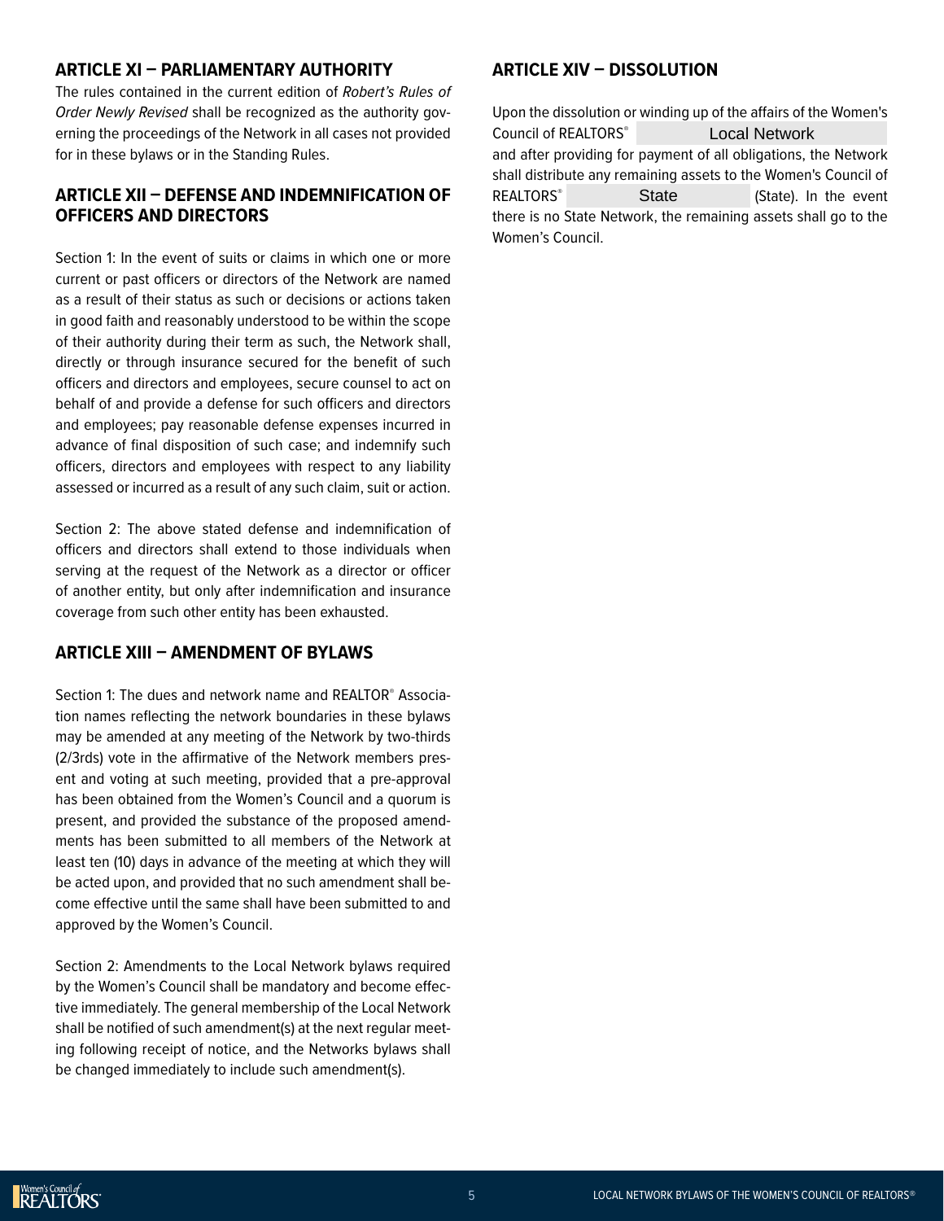## ARTICLE XI – PARLIAMENTARY AUTHORITY

The rules contained in the current edition of *Robert's Rules of Order Newly Revised* shall be recognized as the authority governing the proceedings of the Network in all cases not provided for in these bylaws or in the Standing Rules.

## ARTICLE XII – DEFENSE AND INDEMNIFICATION OF OFFICERS AND DIRECTORS

Section 1: In the event of suits or claims in which one or more current or past officers or directors of the Network are named as a result of their status as such or decisions or actions taken in good faith and reasonably understood to be within the scope of their authority during their term as such, the Network shall, directly or through insurance secured for the benefit of such officers and directors and employees, secure counsel to act on behalf of and provide a defense for such officers and directors and employees; pay reasonable defense expenses incurred in advance of final disposition of such case; and indemnify such officers, directors and employees with respect to any liability assessed or incurred as a result of any such claim, suit or action.

Section 2: The above stated defense and indemnification of officers and directors shall extend to those individuals when serving at the request of the Network as a director or officer of another entity, but only after indemnification and insurance coverage from such other entity has been exhausted.

## ARTICLE XIII – AMENDMENT OF BYLAWS

Section 1: The dues and network name and REALTOR® Association names reflecting the network boundaries in these bylaws may be amended at any meeting of the Network by two-thirds (2/3rds) vote in the affirmative of the Network members present and voting at such meeting, provided that a pre-approval has been obtained from the Women's Council and a quorum is present, and provided the substance of the proposed amendments has been submitted to all members of the Network at least ten (10) days in advance of the meeting at which they will be acted upon, and provided that no such amendment shall become effective until the same shall have been submitted to and approved by the Women's Council.

Section 2: Amendments to the Local Network bylaws required by the Women's Council shall be mandatory and become effective immediately. The general membership of the Local Network shall be notified of such amendment(s) at the next regular meeting following receipt of notice, and the Networks bylaws shall be changed immediately to include such amendment(s).

## ARTICLE XIV – DISSOLUTION

Upon the dissolution or winding up of the affairs of the Women's Council of REALTORS® Local Network and after providing for payment of all obligations, the Network shall distribute any remaining assets to the Women's Council of REALTORS® State (State). In the event there is no State Network, the remaining assets shall go to the Women's Council.